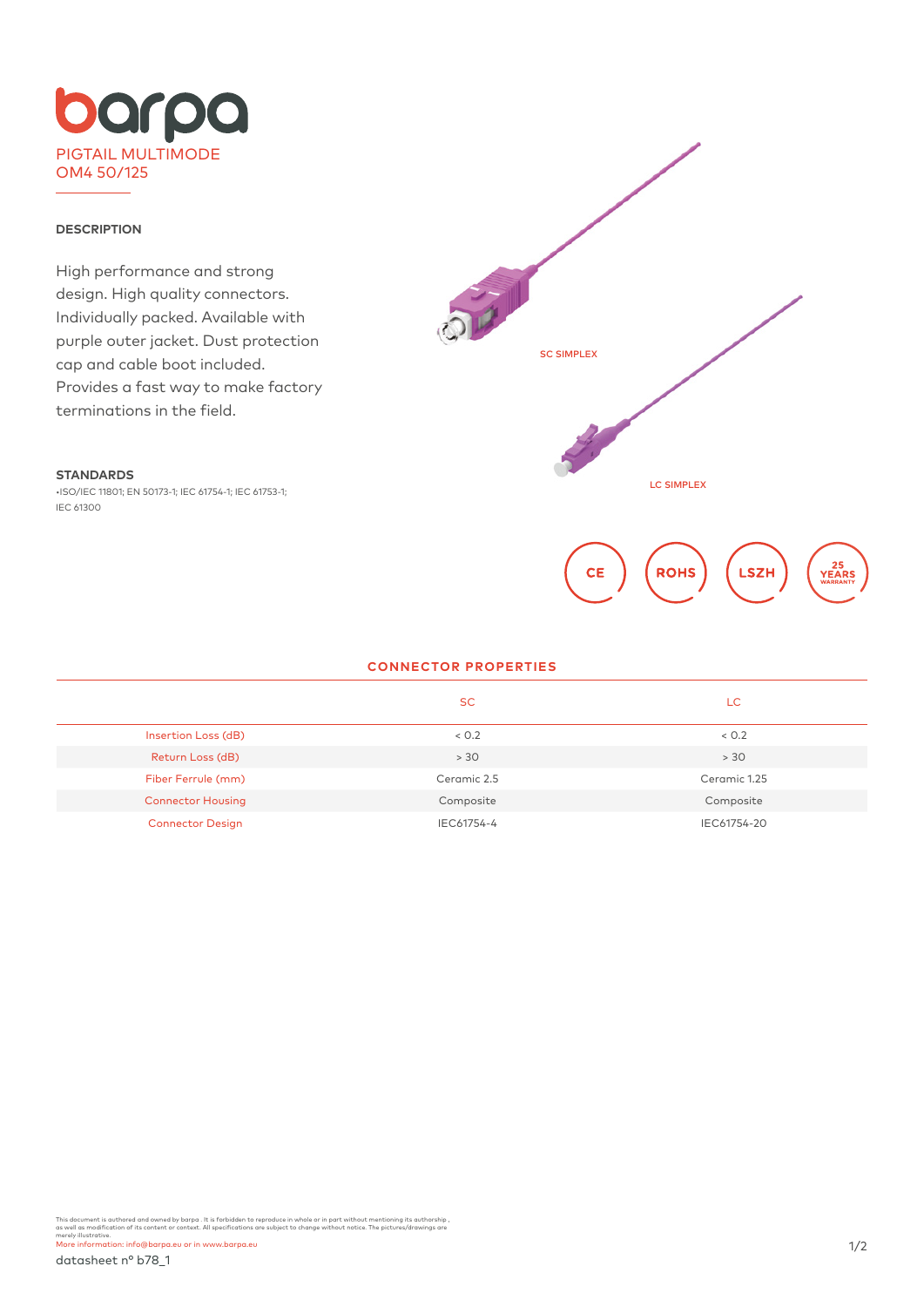# barpa

## PIGTAIL MULTIMODE OM4 50/125

### DESCRIPTION

High performance and strong design. High quality connectors. Individually packed. Available with purple outer jacket. Dust protection cap and cable boot included. Provides a fast way to make factory terminations in the field.

### STANDARDS

•ISO/IEC 11801; EN 50173-1; IEC 61754-1; IEC 61753-1; IEC 61300

SC SIMPLEX

LC SIMPLEX

CE ROHS LSZH 25 YEARS WARRANTY

### CONNECTOR PROPERTIES

| | SC | LC |
|---|---|---|
| Insertion Loss (dB) | < 0.2 | < 0.2 |
| Return Loss (dB) | > 30 | > 30 |
| Fiber Ferrule (mm) | Ceramic 2.5 | Ceramic 1.25 |
| Connector Housing | Composite | Composite |
| Connector Design | IEC61754-4 | IEC61754-20 |

This document is authored and owned by barpa . It is forbidden to reproduce in whole or in part without mentioning its authorship , as well as modification of its content or context. All specifications are subject to change without notice. The pictures/drawings are merely illustrative.

More information: info@barpa.eu or in www.barpa.eu

datasheet nº b78_1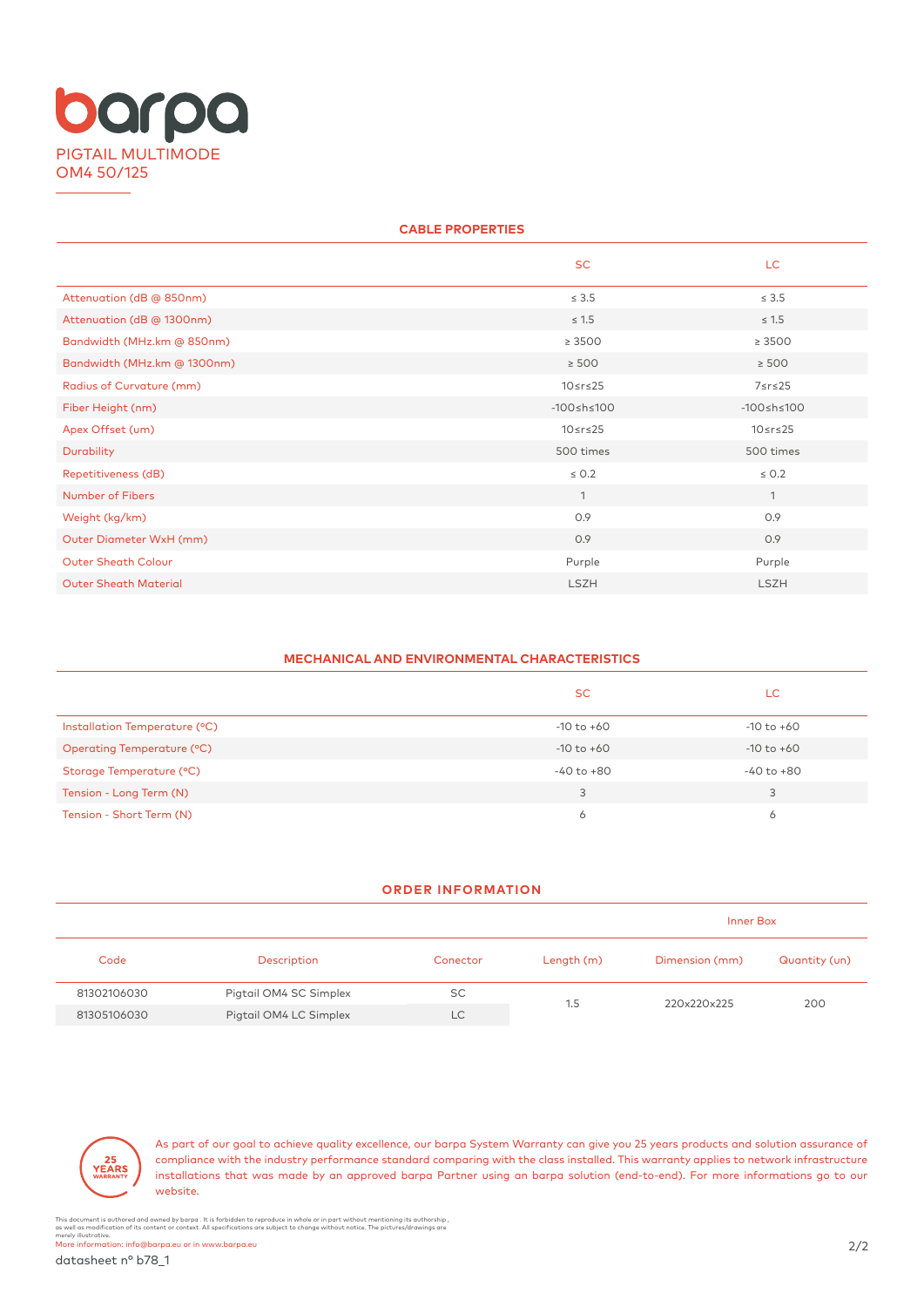# barpa

PIGTAIL MULTIMODE
OM4 50/125

## CABLE PROPERTIES

| | SC | LC |
|---|---|---|
| Attenuation (dB @ 850nm) | ≤ 3.5 | ≤ 3.5 |
| Attenuation (dB @ 1300nm) | ≤ 1.5 | ≤ 1.5 |
| Bandwidth (MHz.km @ 850nm) | ≥ 3500 | ≥ 3500 |
| Bandwidth (MHz.km @ 1300nm) | ≥ 500 | ≥ 500 |
| Radius of Curvature (mm) | 10≤r≤25 | 7≤r≤25 |
| Fiber Height (nm) | -100≤h≤100 | -100≤h≤100 |
| Apex Offset (um) | 10≤r≤25 | 10≤r≤25 |
| Durability | 500 times | 500 times |
| Repetitiveness (dB) | ≤ 0.2 | ≤ 0.2 |
| Number of Fibers | 1 | 1 |
| Weight (kg/km) | 0.9 | 0.9 |
| Outer Diameter WxH (mm) | 0.9 | 0.9 |
| Outer Sheath Colour | Purple | Purple |
| Outer Sheath Material | LSZH | LSZH |

## MECHANICAL AND ENVIRONMENTAL CHARACTERISTICS

| | SC | LC |
|---|---|---|
| Installation Temperature (ºC) | -10 to +60 | -10 to +60 |
| Operating Temperature (ºC) | -10 to +60 | -10 to +60 |
| Storage Temperature (ºC) | -40 to +80 | -40 to +80 |
| Tension - Long Term (N) | 3 | 3 |
| Tension - Short Term (N) | 6 | 6 |

## ORDER INFORMATION

| | | | | Inner Box | |
|---|---|---|---|---|---|
| Code | Description | Conector | Length (m) | Dimension (mm) | Quantity (un) |
| 81302106030 | Pigtail OM4 SC Simplex | SC | 1.5 | 220x220x225 | 200 |
| 81305106030 | Pigtail OM4 LC Simplex | LC | | | |

25 YEARS WARRANTY

As part of our goal to achieve quality excellence, our barpa System Warranty can give you 25 years products and solution assurance of compliance with the industry performance standard comparing with the class installed. This warranty applies to network infrastructure installations that was made by an approved barpa Partner using an barpa solution (end-to-end). For more informations go to our website.

This document is authored and owned by barpa . It is forbidden to reproduce in whole or in part without mentioning its authorship , as well as modification of its content or context. All specifications are subject to change without notice. The pictures/drawings are merely illustrative.
More information: info@barpa.eu or in www.barpa.eu

datasheet nº b78_1